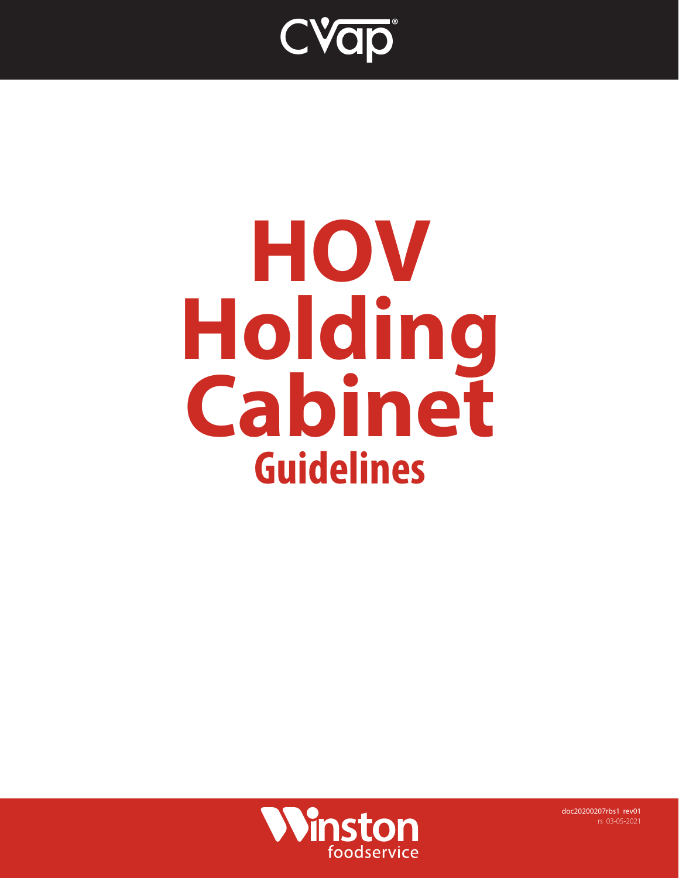CVap®

# HOV Holding Cabinet

## Guidelines

Winston foodservice

doc20200207rbs1 rev01
rs 03-05-2021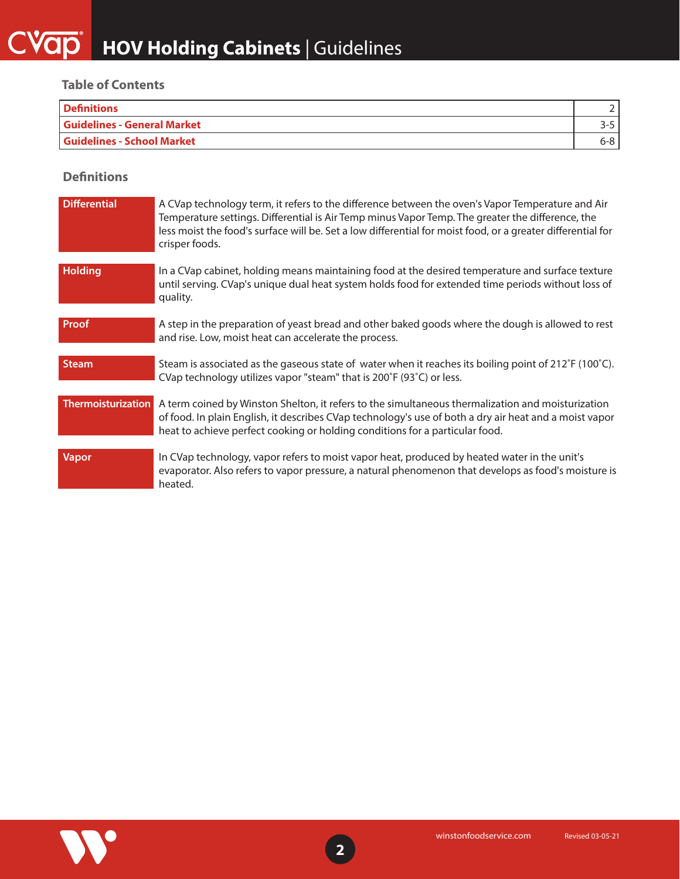# HOV Holding Cabinets | Guidelines

## Table of Contents

| Section | Page |
|---|---|
| Definitions | 2 |
| Guidelines - General Market | 3-5 |
| Guidelines - School Market | 6-8 |

## Definitions

**Differential**
A CVap technology term, it refers to the difference between the oven's Vapor Temperature and Air Temperature settings. Differential is Air Temp minus Vapor Temp. The greater the difference, the less moist the food's surface will be. Set a low differential for moist food, or a greater differential for crisper foods.

**Holding**
In a CVap cabinet, holding means maintaining food at the desired temperature and surface texture until serving. CVap's unique dual heat system holds food for extended time periods without loss of quality.

**Proof**
A step in the preparation of yeast bread and other baked goods where the dough is allowed to rest and rise. Low, moist heat can accelerate the process.

**Steam**
Steam is associated as the gaseous state of water when it reaches its boiling point of 212˚F (100˚C). CVap technology utilizes vapor "steam" that is 200˚F (93˚C) or less.

**Thermoisturization**
A term coined by Winston Shelton, it refers to the simultaneous thermalization and moisturization of food. In plain English, it describes CVap technology's use of both a dry air heat and a moist vapor heat to achieve perfect cooking or holding conditions for a particular food.

**Vapor**
In CVap technology, vapor refers to moist vapor heat, produced by heated water in the unit's evaporator. Also refers to vapor pressure, a natural phenomenon that develops as food's moisture is heated.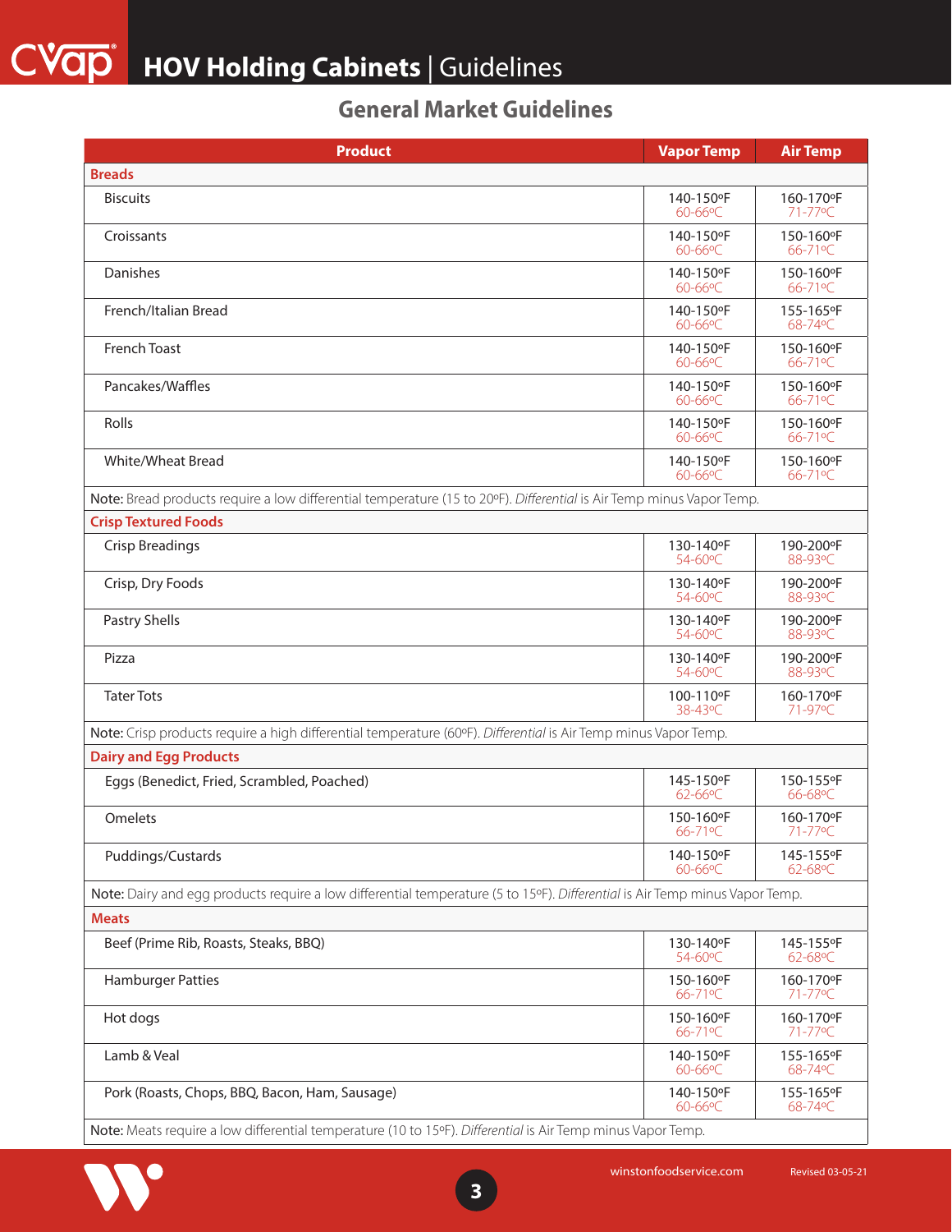## General Market Guidelines

| Product | Vapor Temp | Air Temp |
|---|---|---|
| **Breads** | | |
| Biscuits | 140-150ºF 60-66ºC | 160-170ºF 71-77ºC |
| Croissants | 140-150ºF 60-66ºC | 150-160ºF 66-71ºC |
| Danishes | 140-150ºF 60-66ºC | 150-160ºF 66-71ºC |
| French/Italian Bread | 140-150ºF 60-66ºC | 155-165ºF 68-74ºC |
| French Toast | 140-150ºF 60-66ºC | 150-160ºF 66-71ºC |
| Pancakes/Waffles | 140-150ºF 60-66ºC | 150-160ºF 66-71ºC |
| Rolls | 140-150ºF 60-66ºC | 150-160ºF 66-71ºC |
| White/Wheat Bread | 140-150ºF 60-66ºC | 150-160ºF 66-71ºC |
| Note: Bread products require a low differential temperature (15 to 20ºF). *Differential* is Air Temp minus Vapor Temp. | | |
| **Crisp Textured Foods** | | |
| Crisp Breadings | 130-140ºF 54-60ºC | 190-200ºF 88-93ºC |
| Crisp, Dry Foods | 130-140ºF 54-60ºC | 190-200ºF 88-93ºC |
| Pastry Shells | 130-140ºF 54-60ºC | 190-200ºF 88-93ºC |
| Pizza | 130-140ºF 54-60ºC | 190-200ºF 88-93ºC |
| Tater Tots | 100-110ºF 38-43ºC | 160-170ºF 71-97ºC |
| Note: Crisp products require a high differential temperature (60ºF). *Differential* is Air Temp minus Vapor Temp. | | |
| **Dairy and Egg Products** | | |
| Eggs (Benedict, Fried, Scrambled, Poached) | 145-150ºF 62-66ºC | 150-155ºF 66-68ºC |
| Omelets | 150-160ºF 66-71ºC | 160-170ºF 71-77ºC |
| Puddings/Custards | 140-150ºF 60-66ºC | 145-155ºF 62-68ºC |
| Note: Dairy and egg products require a low differential temperature (5 to 15ºF). *Differential* is Air Temp minus Vapor Temp. | | |
| **Meats** | | |
| Beef (Prime Rib, Roasts, Steaks, BBQ) | 130-140ºF 54-60ºC | 145-155ºF 62-68ºC |
| Hamburger Patties | 150-160ºF 66-71ºC | 160-170ºF 71-77ºC |
| Hot dogs | 150-160ºF 66-71ºC | 160-170ºF 71-77ºC |
| Lamb & Veal | 140-150ºF 60-66ºC | 155-165ºF 68-74ºC |
| Pork (Roasts, Chops, BBQ, Bacon, Ham, Sausage) | 140-150ºF 60-66ºC | 155-165ºF 68-74ºC |
| Note: Meats require a low differential temperature (10 to 15ºF). *Differential* is Air Temp minus Vapor Temp. | | |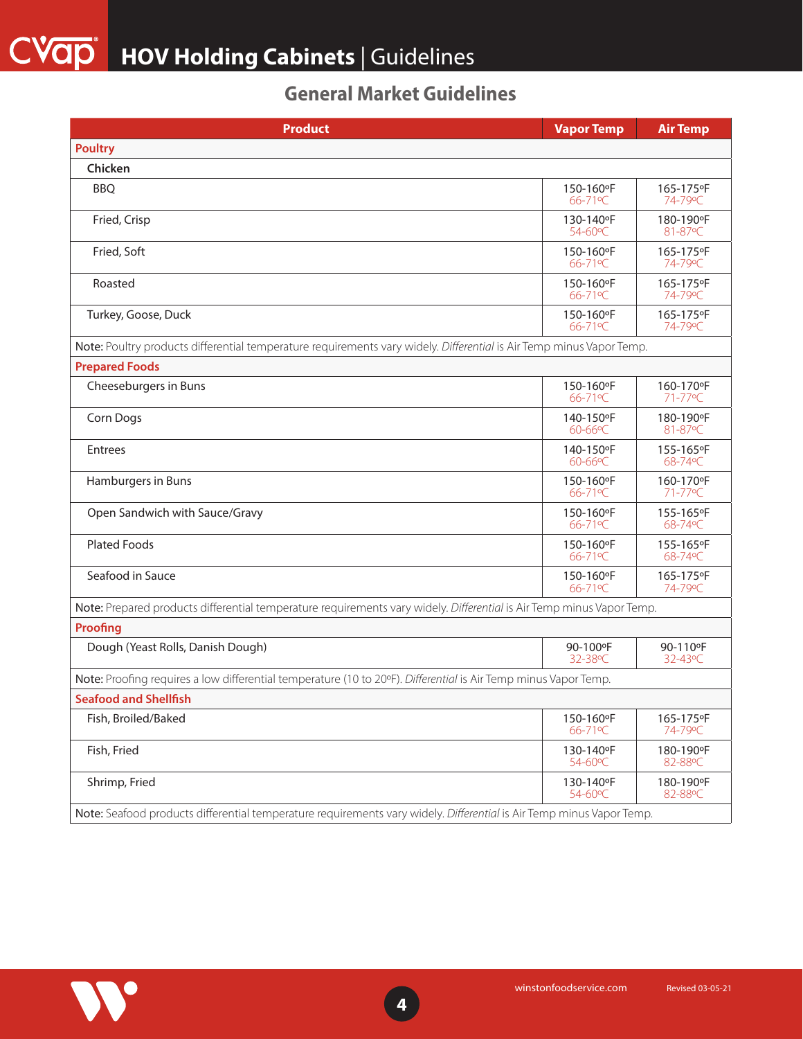## General Market Guidelines

| Product | Vapor Temp | Air Temp |
|---|---|---|
| **Poultry** | | |
| **Chicken** | | |
| BBQ | 150-160ºF 66-71ºC | 165-175ºF 74-79ºC |
| Fried, Crisp | 130-140ºF 54-60ºC | 180-190ºF 81-87ºC |
| Fried, Soft | 150-160ºF 66-71ºC | 165-175ºF 74-79ºC |
| Roasted | 150-160ºF 66-71ºC | 165-175ºF 74-79ºC |
| Turkey, Goose, Duck | 150-160ºF 66-71ºC | 165-175ºF 74-79ºC |
| **Note:** Poultry products differential temperature requirements vary widely. *Differential* is Air Temp minus Vapor Temp. | | |
| **Prepared Foods** | | |
| Cheeseburgers in Buns | 150-160ºF 66-71ºC | 160-170ºF 71-77ºC |
| Corn Dogs | 140-150ºF 60-66ºC | 180-190ºF 81-87ºC |
| Entrees | 140-150ºF 60-66ºC | 155-165ºF 68-74ºC |
| Hamburgers in Buns | 150-160ºF 66-71ºC | 160-170ºF 71-77ºC |
| Open Sandwich with Sauce/Gravy | 150-160ºF 66-71ºC | 155-165ºF 68-74ºC |
| Plated Foods | 150-160ºF 66-71ºC | 155-165ºF 68-74ºC |
| Seafood in Sauce | 150-160ºF 66-71ºC | 165-175ºF 74-79ºC |
| **Note:** Prepared products differential temperature requirements vary widely. *Differential* is Air Temp minus Vapor Temp. | | |
| **Proofing** | | |
| Dough (Yeast Rolls, Danish Dough) | 90-100ºF 32-38ºC | 90-110ºF 32-43ºC |
| **Note:** Proofing requires a low differential temperature (10 to 20ºF). *Differential* is Air Temp minus Vapor Temp. | | |
| **Seafood and Shellfish** | | |
| Fish, Broiled/Baked | 150-160ºF 66-71ºC | 165-175ºF 74-79ºC |
| Fish, Fried | 130-140ºF 54-60ºC | 180-190ºF 82-88ºC |
| Shrimp, Fried | 130-140ºF 54-60ºC | 180-190ºF 82-88ºC |
| **Note:** Seafood products differential temperature requirements vary widely. *Differential* is Air Temp minus Vapor Temp. | | |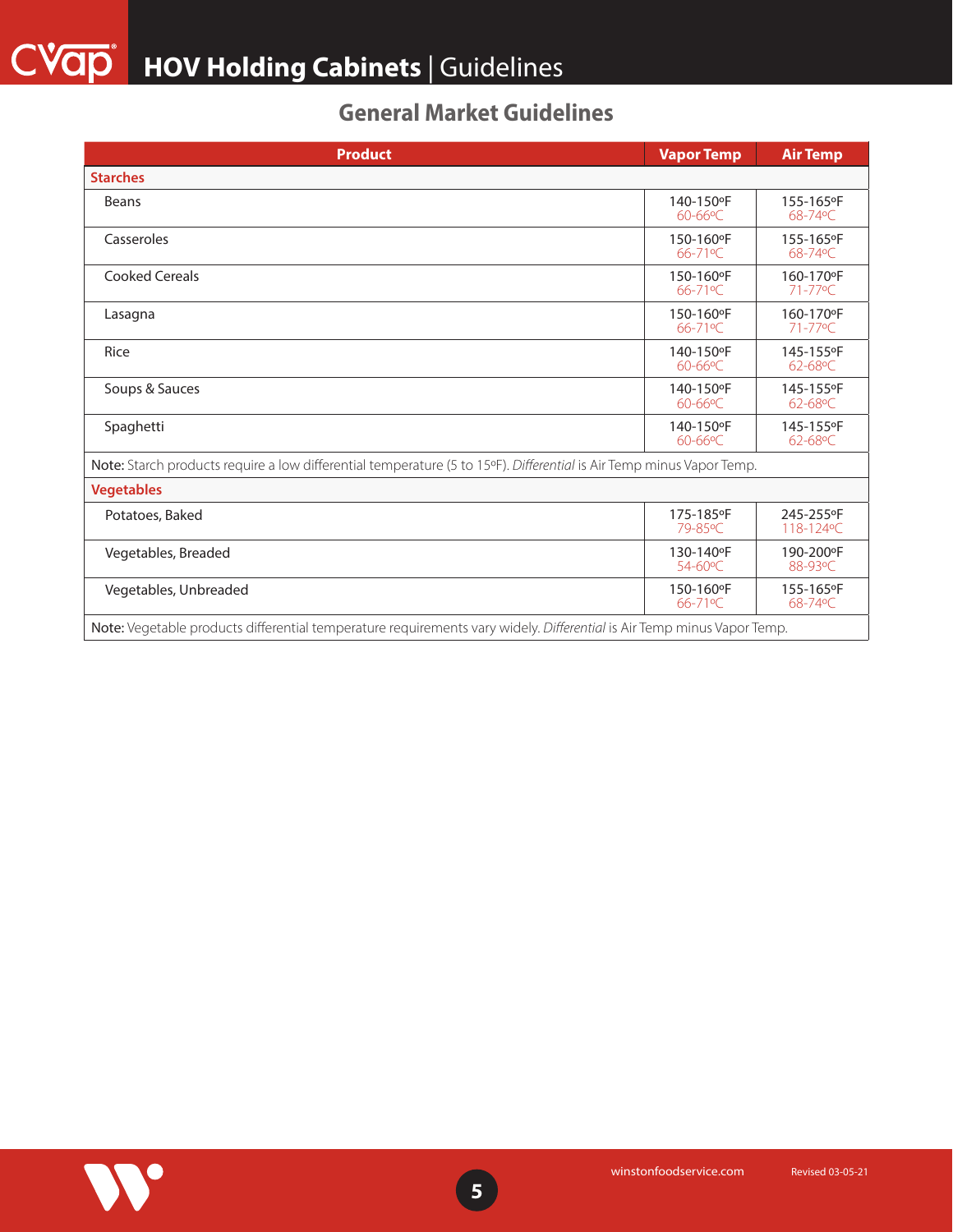# HOV Holding Cabinets | Guidelines

## General Market Guidelines

| Product | Vapor Temp | Air Temp |
|---|---|---|
| **Starches** | | |
| Beans | 140-150ºF 60-66ºC | 155-165ºF 68-74ºC |
| Casseroles | 150-160ºF 66-71ºC | 155-165ºF 68-74ºC |
| Cooked Cereals | 150-160ºF 66-71ºC | 160-170ºF 71-77ºC |
| Lasagna | 150-160ºF 66-71ºC | 160-170ºF 71-77ºC |
| Rice | 140-150ºF 60-66ºC | 145-155ºF 62-68ºC |
| Soups & Sauces | 140-150ºF 60-66ºC | 145-155ºF 62-68ºC |
| Spaghetti | 140-150ºF 60-66ºC | 145-155ºF 62-68ºC |
| Note: Starch products require a low differential temperature (5 to 15ºF). *Differential* is Air Temp minus Vapor Temp. | | |
| **Vegetables** | | |
| Potatoes, Baked | 175-185ºF 79-85ºC | 245-255ºF 118-124ºC |
| Vegetables, Breaded | 130-140ºF 54-60ºC | 190-200ºF 88-93ºC |
| Vegetables, Unbreaded | 150-160ºF 66-71ºC | 155-165ºF 68-74ºC |
| Note: Vegetable products differential temperature requirements vary widely. *Differential* is Air Temp minus Vapor Temp. | | |

winstonfoodservice.com

Revised 03-05-21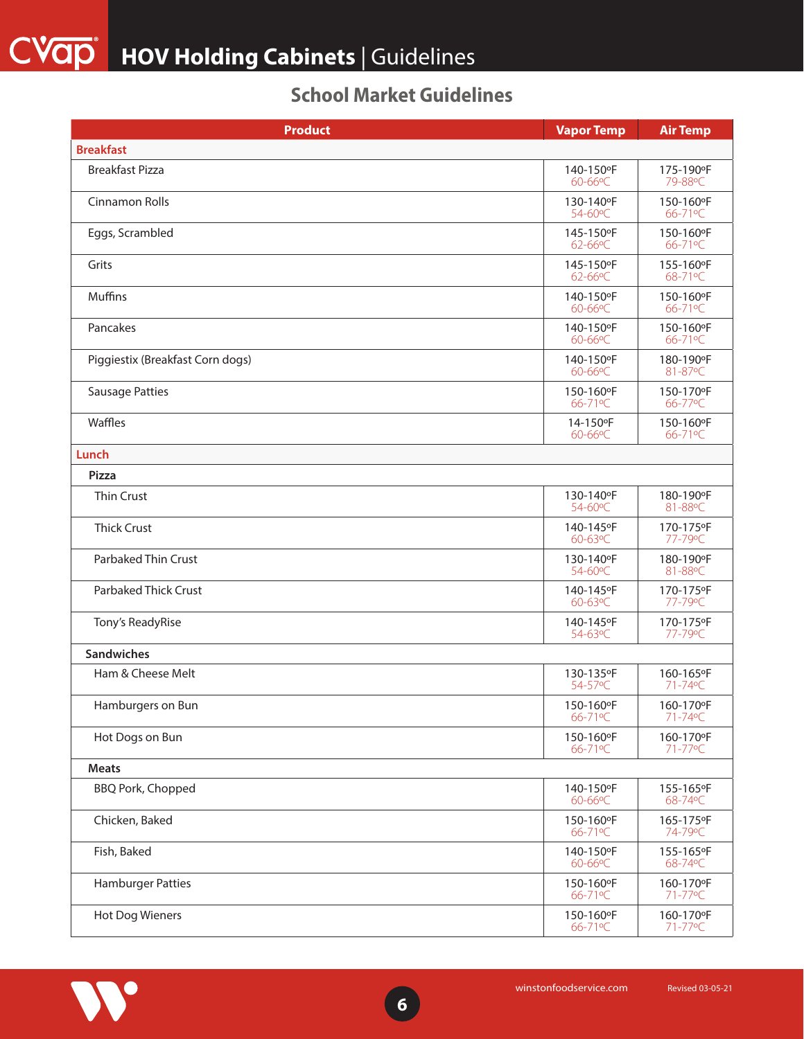# HOV Holding Cabinets | Guidelines

## School Market Guidelines

| Product | Vapor Temp | Air Temp |
|---|---|---|
| **Breakfast** | | |
| Breakfast Pizza | 140-150ºF 60-66ºC | 175-190ºF 79-88ºC |
| Cinnamon Rolls | 130-140ºF 54-60ºC | 150-160ºF 66-71ºC |
| Eggs, Scrambled | 145-150ºF 62-66ºC | 150-160ºF 66-71ºC |
| Grits | 145-150ºF 62-66ºC | 155-160ºF 68-71ºC |
| Muffins | 140-150ºF 60-66ºC | 150-160ºF 66-71ºC |
| Pancakes | 140-150ºF 60-66ºC | 150-160ºF 66-71ºC |
| Piggiestix (Breakfast Corn dogs) | 140-150ºF 60-66ºC | 180-190ºF 81-87ºC |
| Sausage Patties | 150-160ºF 66-71ºC | 150-170ºF 66-77ºC |
| Waffles | 14-150ºF 60-66ºC | 150-160ºF 66-71ºC |
| **Lunch** | | |
| **Pizza** | | |
| Thin Crust | 130-140ºF 54-60ºC | 180-190ºF 81-88ºC |
| Thick Crust | 140-145ºF 60-63ºC | 170-175ºF 77-79ºC |
| Parbaked Thin Crust | 130-140ºF 54-60ºC | 180-190ºF 81-88ºC |
| Parbaked Thick Crust | 140-145ºF 60-63ºC | 170-175ºF 77-79ºC |
| Tony's ReadyRise | 140-145ºF 54-63ºC | 170-175ºF 77-79ºC |
| **Sandwiches** | | |
| Ham & Cheese Melt | 130-135ºF 54-57ºC | 160-165ºF 71-74ºC |
| Hamburgers on Bun | 150-160ºF 66-71ºC | 160-170ºF 71-74ºC |
| Hot Dogs on Bun | 150-160ºF 66-71ºC | 160-170ºF 71-77ºC |
| **Meats** | | |
| BBQ Pork, Chopped | 140-150ºF 60-66ºC | 155-165ºF 68-74ºC |
| Chicken, Baked | 150-160ºF 66-71ºC | 165-175ºF 74-79ºC |
| Fish, Baked | 140-150ºF 60-66ºC | 155-165ºF 68-74ºC |
| Hamburger Patties | 150-160ºF 66-71ºC | 160-170ºF 71-77ºC |
| Hot Dog Wieners | 150-160ºF 66-71ºC | 160-170ºF 71-77ºC |

winstonfoodservice.com Revised 03-05-21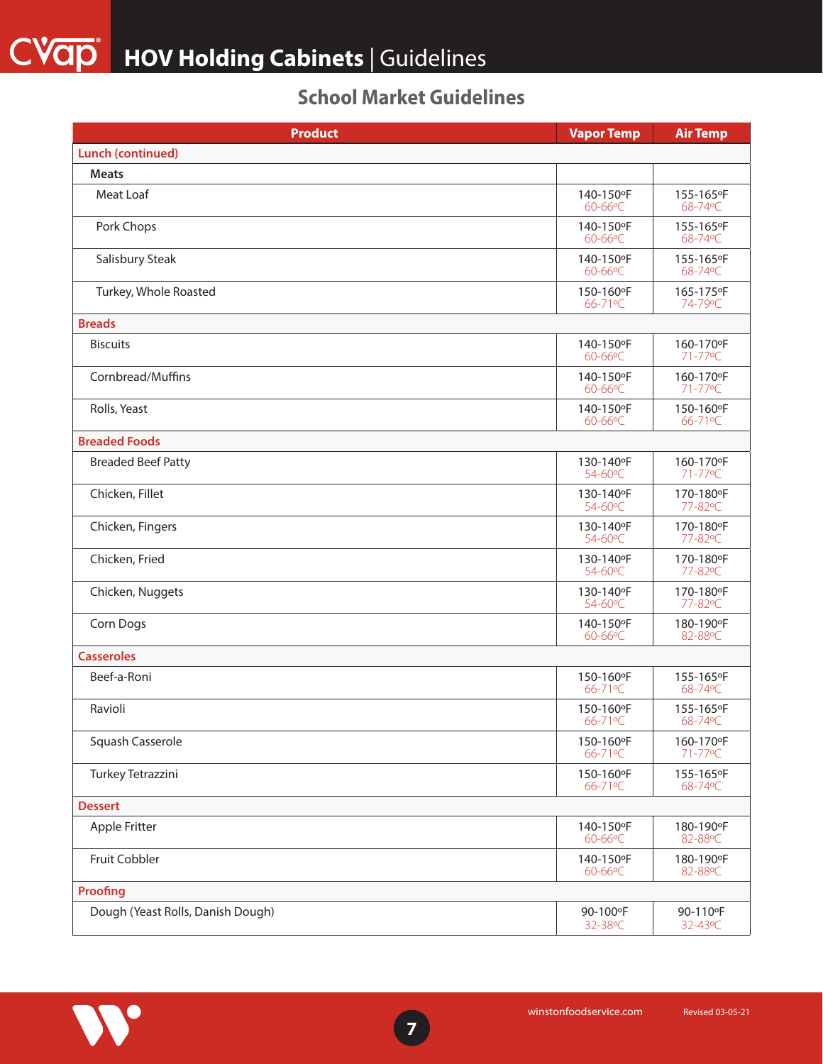# HOV Holding Cabinets | Guidelines

## School Market Guidelines

| Product | Vapor Temp | Air Temp |
|---|---|---|
| **Lunch (continued)** | | |
| **Meats** | | |
| Meat Loaf | 140-150ºF 60-66ºC | 155-165ºF 68-74ºC |
| Pork Chops | 140-150ºF 60-66ºC | 155-165ºF 68-74ºC |
| Salisbury Steak | 140-150ºF 60-66ºC | 155-165ºF 68-74ºC |
| Turkey, Whole Roasted | 150-160ºF 66-71ºC | 165-175ºF 74-79ºC |
| **Breads** | | |
| Biscuits | 140-150ºF 60-66ºC | 160-170ºF 71-77ºC |
| Cornbread/Muffins | 140-150ºF 60-66ºC | 160-170ºF 71-77ºC |
| Rolls, Yeast | 140-150ºF 60-66ºC | 150-160ºF 66-71ºC |
| **Breaded Foods** | | |
| Breaded Beef Patty | 130-140ºF 54-60ºC | 160-170ºF 71-77ºC |
| Chicken, Fillet | 130-140ºF 54-60ºC | 170-180ºF 77-82ºC |
| Chicken, Fingers | 130-140ºF 54-60ºC | 170-180ºF 77-82ºC |
| Chicken, Fried | 130-140ºF 54-60ºC | 170-180ºF 77-82ºC |
| Chicken, Nuggets | 130-140ºF 54-60ºC | 170-180ºF 77-82ºC |
| Corn Dogs | 140-150ºF 60-66ºC | 180-190ºF 82-88ºC |
| **Casseroles** | | |
| Beef-a-Roni | 150-160ºF 66-71ºC | 155-165ºF 68-74ºC |
| Ravioli | 150-160ºF 66-71ºC | 155-165ºF 68-74ºC |
| Squash Casserole | 150-160ºF 66-71ºC | 160-170ºF 71-77ºC |
| Turkey Tetrazzini | 150-160ºF 66-71ºC | 155-165ºF 68-74ºC |
| **Dessert** | | |
| Apple Fritter | 140-150ºF 60-66ºC | 180-190ºF 82-88ºC |
| Fruit Cobbler | 140-150ºF 60-66ºC | 180-190ºF 82-88ºC |
| **Proofing** | | |
| Dough (Yeast Rolls, Danish Dough) | 90-100ºF 32-38ºC | 90-110ºF 32-43ºC |

winstonfoodservice.com Revised 03-05-21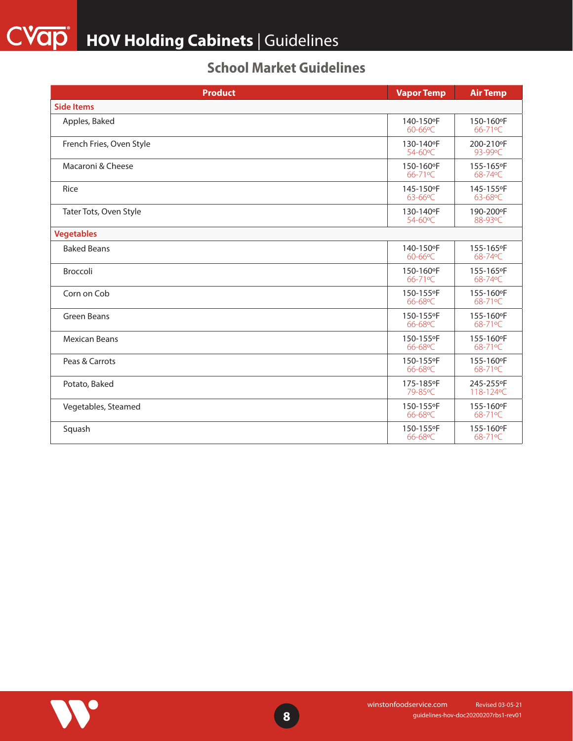## School Market Guidelines

| Product | Vapor Temp | Air Temp |
|---|---|---|
| **Side Items** | | |
| Apples, Baked | 140-150ºF 60-66ºC | 150-160ºF 66-71ºC |
| French Fries, Oven Style | 130-140ºF 54-60ºC | 200-210ºF 93-99ºC |
| Macaroni & Cheese | 150-160ºF 66-71ºC | 155-165ºF 68-74ºC |
| Rice | 145-150ºF 63-66ºC | 145-155ºF 63-68ºC |
| Tater Tots, Oven Style | 130-140ºF 54-60ºC | 190-200ºF 88-93ºC |
| **Vegetables** | | |
| Baked Beans | 140-150ºF 60-66ºC | 155-165ºF 68-74ºC |
| Broccoli | 150-160ºF 66-71ºC | 155-165ºF 68-74ºC |
| Corn on Cob | 150-155ºF 66-68ºC | 155-160ºF 68-71ºC |
| Green Beans | 150-155ºF 66-68ºC | 155-160ºF 68-71ºC |
| Mexican Beans | 150-155ºF 66-68ºC | 155-160ºF 68-71ºC |
| Peas & Carrots | 150-155ºF 66-68ºC | 155-160ºF 68-71ºC |
| Potato, Baked | 175-185ºF 79-85ºC | 245-255ºF 118-124ºC |
| Vegetables, Steamed | 150-155ºF 66-68ºC | 155-160ºF 68-71ºC |
| Squash | 150-155ºF 66-68ºC | 155-160ºF 68-71ºC |